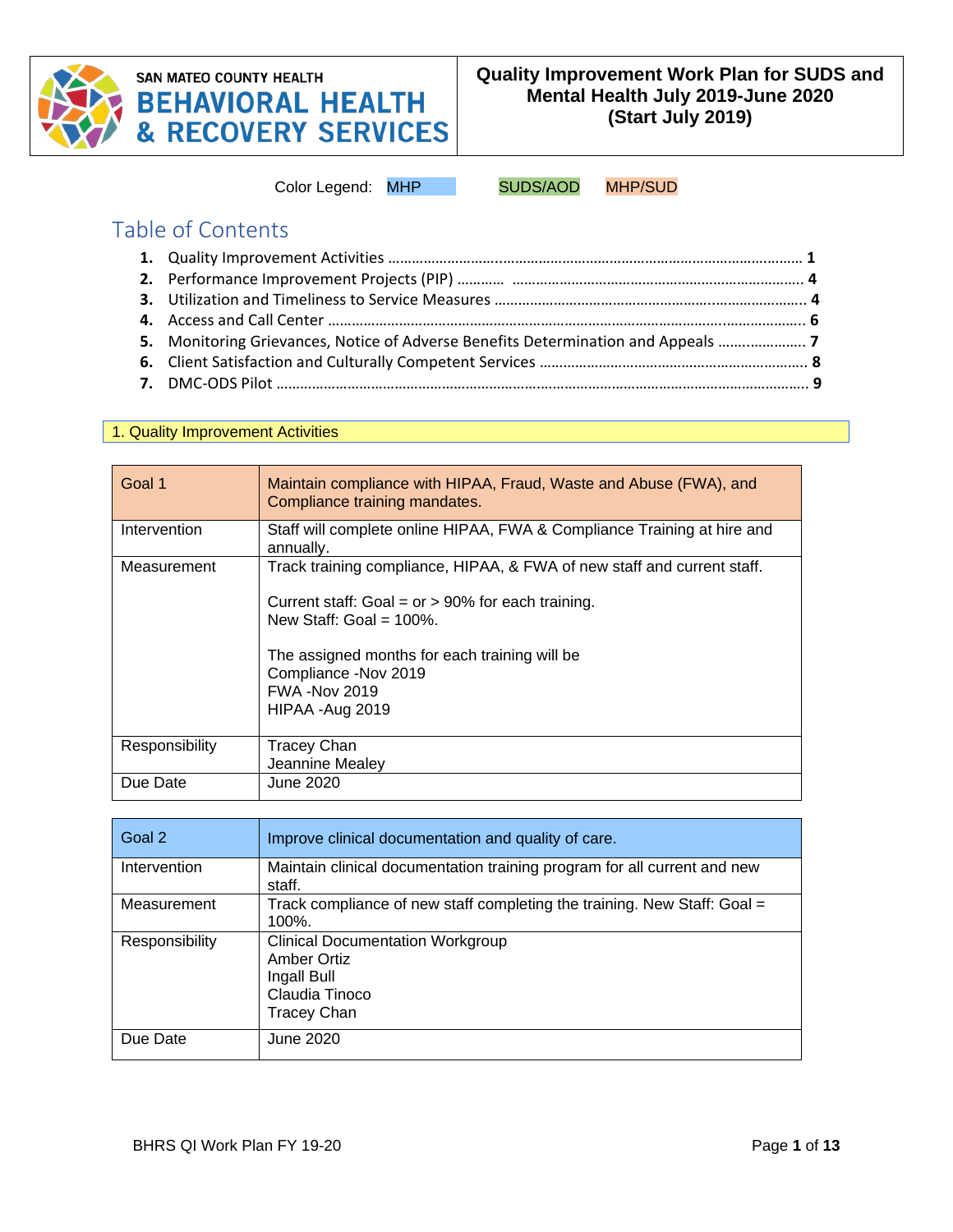SAN MATEO COUNTY HEALTH
BEHAVIORAL HEALTH & RECOVERY SERVICES

# Quality Improvement Work Plan for SUDS and Mental Health July 2019-June 2020 (Start July 2019)

Color Legend: MHP SUDS/AOD MHP/SUD

## Table of Contents

1. **Quality Improvement Activities** .......... 1
2. **Performance Improvement Projects (PIP)** .......... 4
3. **Utilization and Timeliness to Service Measures** .......... 4
4. **Access and Call Center** .......... 6
5. **Monitoring Grievances, Notice of Adverse Benefits Determination and Appeals** .......... 7
6. **Client Satisfaction and Culturally Competent Services** .......... 8
7. **DMC-ODS Pilot** .......... 9

## 1. Quality Improvement Activities

| Goal 1 | Maintain compliance with HIPAA, Fraud, Waste and Abuse (FWA), and Compliance training mandates. |
|---|---|
| Intervention | Staff will complete online HIPAA, FWA & Compliance Training at hire and annually. |
| Measurement | Track training compliance, HIPAA, & FWA of new staff and current staff.<br><br>Current staff: Goal = or > 90% for each training.<br>New Staff: Goal = 100%.<br><br>The assigned months for each training will be<br>Compliance -Nov 2019<br>FWA -Nov 2019<br>HIPAA -Aug 2019 |
| Responsibility | Tracey Chan<br>Jeannine Mealey |
| Due Date | June 2020 |

| Goal 2 | Improve clinical documentation and quality of care. |
|---|---|
| Intervention | Maintain clinical documentation training program for all current and new staff. |
| Measurement | Track compliance of new staff completing the training. New Staff: Goal = 100%. |
| Responsibility | Clinical Documentation Workgroup<br>Amber Ortiz<br>Ingall Bull<br>Claudia Tinoco<br>Tracey Chan |
| Due Date | June 2020 |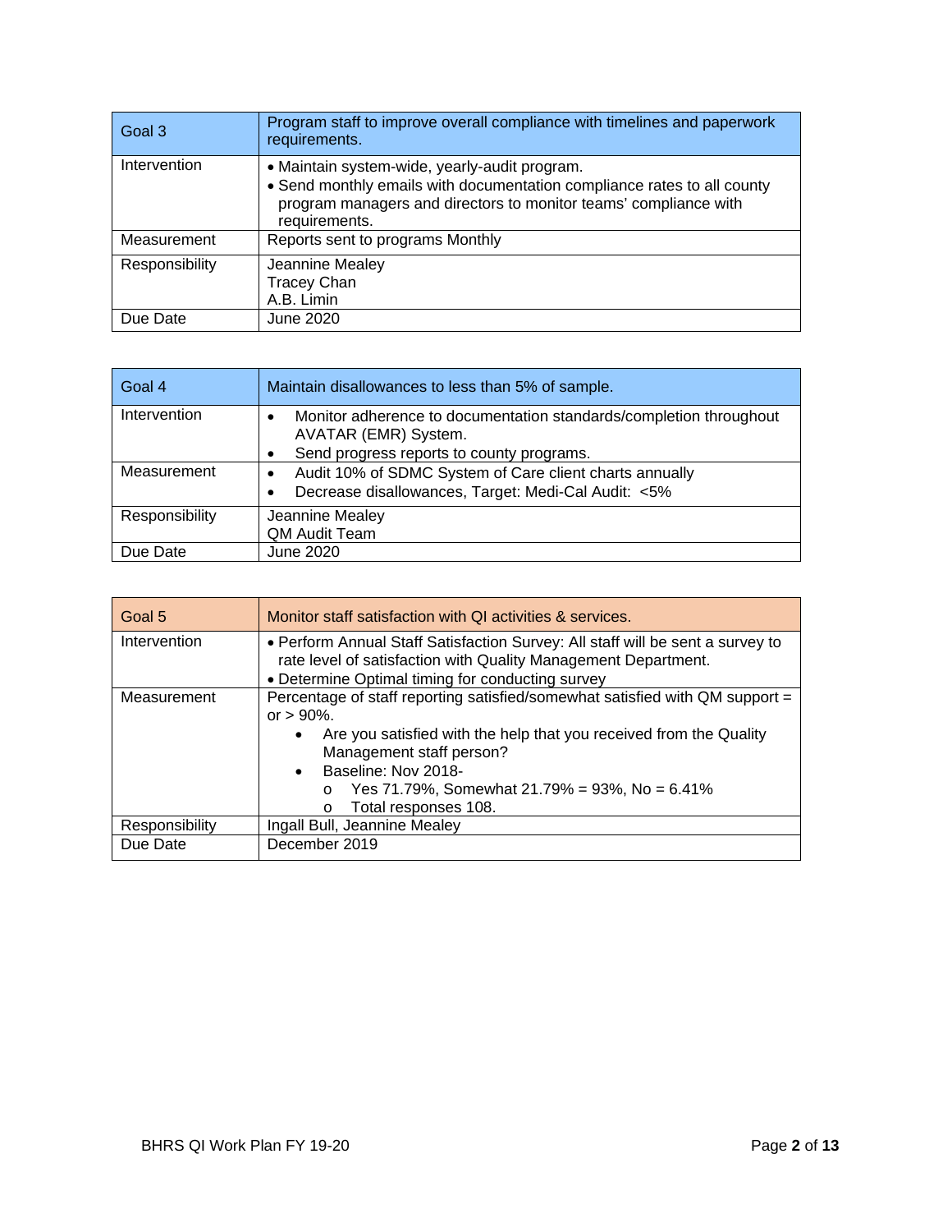| Goal 3 | Program staff to improve overall compliance with timelines and paperwork requirements. |
| --- | --- |
| Intervention | • Maintain system-wide, yearly-audit program.<br>• Send monthly emails with documentation compliance rates to all county program managers and directors to monitor teams' compliance with requirements. |
| Measurement | Reports sent to programs Monthly |
| Responsibility | Jeannine Mealey<br>Tracey Chan<br>A.B. Limin |
| Due Date | June 2020 |

| Goal 4 | Maintain disallowances to less than 5% of sample. |
| --- | --- |
| Intervention | • Monitor adherence to documentation standards/completion throughout AVATAR (EMR) System.<br>• Send progress reports to county programs. |
| Measurement | • Audit 10% of SDMC System of Care client charts annually<br>• Decrease disallowances, Target: Medi-Cal Audit: <5% |
| Responsibility | Jeannine Mealey<br>QM Audit Team |
| Due Date | June 2020 |

| Goal 5 | Monitor staff satisfaction with QI activities & services. |
| --- | --- |
| Intervention | • Perform Annual Staff Satisfaction Survey: All staff will be sent a survey to rate level of satisfaction with Quality Management Department.<br>• Determine Optimal timing for conducting survey |
| Measurement | Percentage of staff reporting satisfied/somewhat satisfied with QM support = or > 90%.<br>• Are you satisfied with the help that you received from the Quality Management staff person?<br>• Baseline: Nov 2018-<br>o Yes 71.79%, Somewhat 21.79% = 93%, No = 6.41%<br>o Total responses 108. |
| Responsibility | Ingall Bull, Jeannine Mealey |
| Due Date | December 2019 |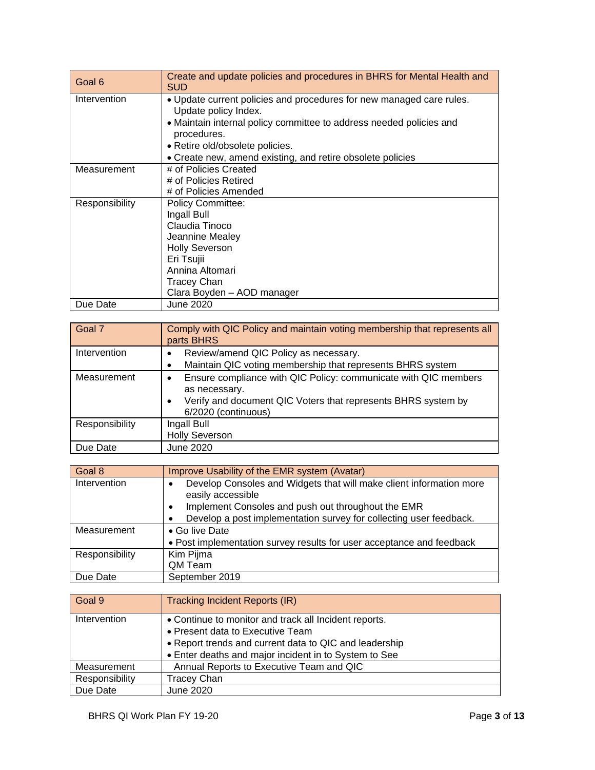| Goal 6 | Create and update policies and procedures in BHRS for Mental Health and SUD |
|---|---|
| Intervention | • Update current policies and procedures for new managed care rules. Update policy Index.<br>• Maintain internal policy committee to address needed policies and procedures.<br>• Retire old/obsolete policies.<br>• Create new, amend existing, and retire obsolete policies |
| Measurement | # of Policies Created<br># of Policies Retired<br># of Policies Amended |
| Responsibility | Policy Committee:<br>Ingall Bull<br>Claudia Tinoco<br>Jeannine Mealey<br>Holly Severson<br>Eri Tsujii<br>Annina Altomari<br>Tracey Chan<br>Clara Boyden – AOD manager |
| Due Date | June 2020 |

| Goal 7 | Comply with QIC Policy and maintain voting membership that represents all parts BHRS |
|---|---|
| Intervention | • Review/amend QIC Policy as necessary.<br>• Maintain QIC voting membership that represents BHRS system |
| Measurement | • Ensure compliance with QIC Policy: communicate with QIC members as necessary.<br>• Verify and document QIC Voters that represents BHRS system by 6/2020 (continuous) |
| Responsibility | Ingall Bull<br>Holly Severson |
| Due Date | June 2020 |

| Goal 8 | Improve Usability of the EMR system (Avatar) |
|---|---|
| Intervention | • Develop Consoles and Widgets that will make client information more easily accessible<br>• Implement Consoles and push out throughout the EMR<br>• Develop a post implementation survey for collecting user feedback. |
| Measurement | • Go live Date<br>• Post implementation survey results for user acceptance and feedback |
| Responsibility | Kim Pijma<br>QM Team |
| Due Date | September 2019 |

| Goal 9 | Tracking Incident Reports (IR) |
|---|---|
| Intervention | • Continue to monitor and track all Incident reports.<br>• Present data to Executive Team<br>• Report trends and current data to QIC and leadership<br>• Enter deaths and major incident in to System to See |
| Measurement | Annual Reports to Executive Team and QIC |
| Responsibility | Tracey Chan |
| Due Date | June 2020 |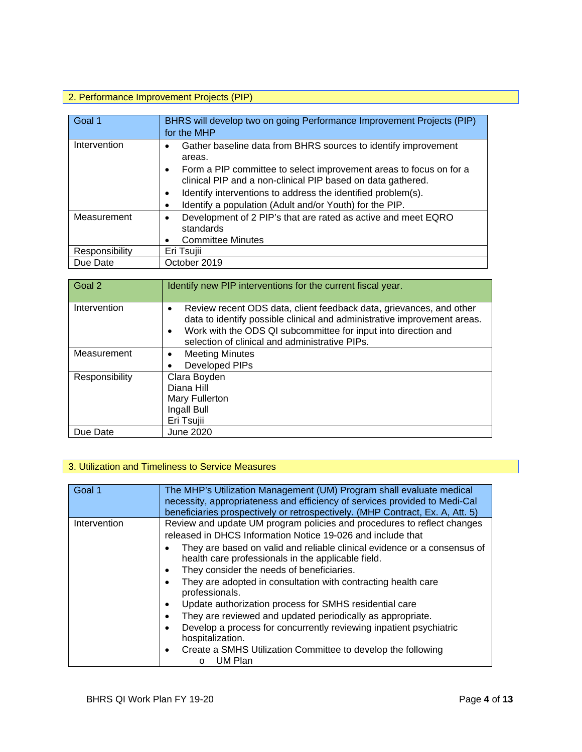## 2. Performance Improvement Projects (PIP)

| Goal 1 | BHRS will develop two on going Performance Improvement Projects (PIP) for the MHP |
|---|---|
| Intervention | • Gather baseline data from BHRS sources to identify improvement areas.<br>• Form a PIP committee to select improvement areas to focus on for a clinical PIP and a non-clinical PIP based on data gathered.<br>• Identify interventions to address the identified problem(s).<br>• Identify a population (Adult and/or Youth) for the PIP. |
| Measurement | • Development of 2 PIP's that are rated as active and meet EQRO standards<br>• Committee Minutes |
| Responsibility | Eri Tsujii |
| Due Date | October 2019 |

| Goal 2 | Identify new PIP interventions for the current fiscal year. |
|---|---|
| Intervention | • Review recent ODS data, client feedback data, grievances, and other data to identify possible clinical and administrative improvement areas.<br>• Work with the ODS QI subcommittee for input into direction and selection of clinical and administrative PIPs. |
| Measurement | • Meeting Minutes<br>• Developed PIPs |
| Responsibility | Clara Boyden<br>Diana Hill<br>Mary Fullerton<br>Ingall Bull<br>Eri Tsujii |
| Due Date | June 2020 |

## 3. Utilization and Timeliness to Service Measures

| Goal 1 | The MHP's Utilization Management (UM) Program shall evaluate medical necessity, appropriateness and efficiency of services provided to Medi-Cal beneficiaries prospectively or retrospectively. (MHP Contract, Ex. A, Att. 5) |
|---|---|
| Intervention | Review and update UM program policies and procedures to reflect changes released in DHCS Information Notice 19-026 and include that<br>• They are based on valid and reliable clinical evidence or a consensus of health care professionals in the applicable field.<br>• They consider the needs of beneficiaries.<br>• They are adopted in consultation with contracting health care professionals.<br>• Update authorization process for SMHS residential care<br>• They are reviewed and updated periodically as appropriate.<br>• Develop a process for concurrently reviewing inpatient psychiatric hospitalization.<br>• Create a SMHS Utilization Committee to develop the following<br>&nbsp;&nbsp;&nbsp;&nbsp;o UM Plan |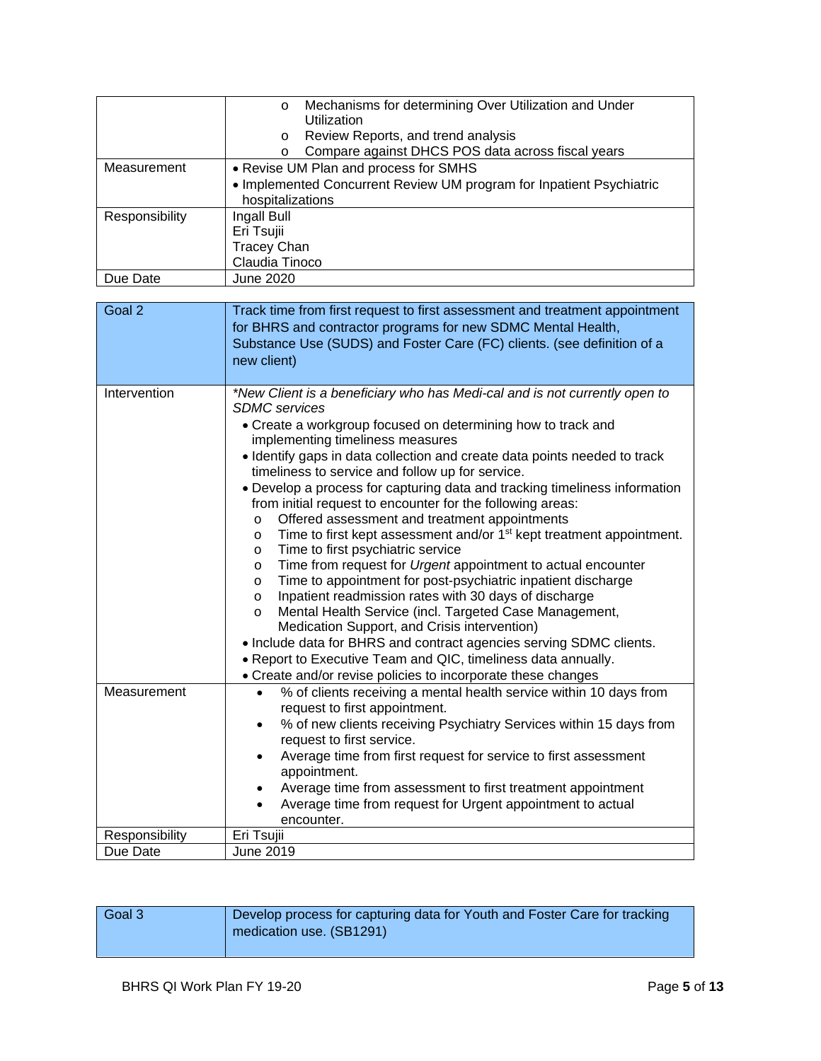| | |
|---|---|
| | o Mechanisms for determining Over Utilization and Under Utilization<br>o Review Reports, and trend analysis<br>o Compare against DHCS POS data across fiscal years |
| Measurement | • Revise UM Plan and process for SMHS<br>• Implemented Concurrent Review UM program for Inpatient Psychiatric hospitalizations |
| Responsibility | Ingall Bull<br>Eri Tsujii<br>Tracey Chan<br>Claudia Tinoco |
| Due Date | June 2020 |

| Goal 2 | Track time from first request to first assessment and treatment appointment for BHRS and contractor programs for new SDMC Mental Health, Substance Use (SUDS) and Foster Care (FC) clients. (see definition of a new client) |
|---|---|
| Intervention | *\*New Client is a beneficiary who has Medi-cal and is not currently open to SDMC services*<br>• Create a workgroup focused on determining how to track and implementing timeliness measures<br>• Identify gaps in data collection and create data points needed to track timeliness to service and follow up for service.<br>• Develop a process for capturing data and tracking timeliness information from initial request to encounter for the following areas:<br>o Offered assessment and treatment appointments<br>o Time to first kept assessment and/or 1st kept treatment appointment.<br>o Time to first psychiatric service<br>o Time from request for *Urgent* appointment to actual encounter<br>o Time to appointment for post-psychiatric inpatient discharge<br>o Inpatient readmission rates with 30 days of discharge<br>o Mental Health Service (incl. Targeted Case Management, Medication Support, and Crisis intervention)<br>• Include data for BHRS and contract agencies serving SDMC clients.<br>• Report to Executive Team and QIC, timeliness data annually.<br>• Create and/or revise policies to incorporate these changes |
| Measurement | • % of clients receiving a mental health service within 10 days from request to first appointment.<br>• % of new clients receiving Psychiatry Services within 15 days from request to first service.<br>• Average time from first request for service to first assessment appointment.<br>• Average time from assessment to first treatment appointment<br>• Average time from request for Urgent appointment to actual encounter. |
| Responsibility | Eri Tsujii |
| Due Date | June 2019 |

| Goal 3 | Develop process for capturing data for Youth and Foster Care for tracking medication use. (SB1291) |
|---|---|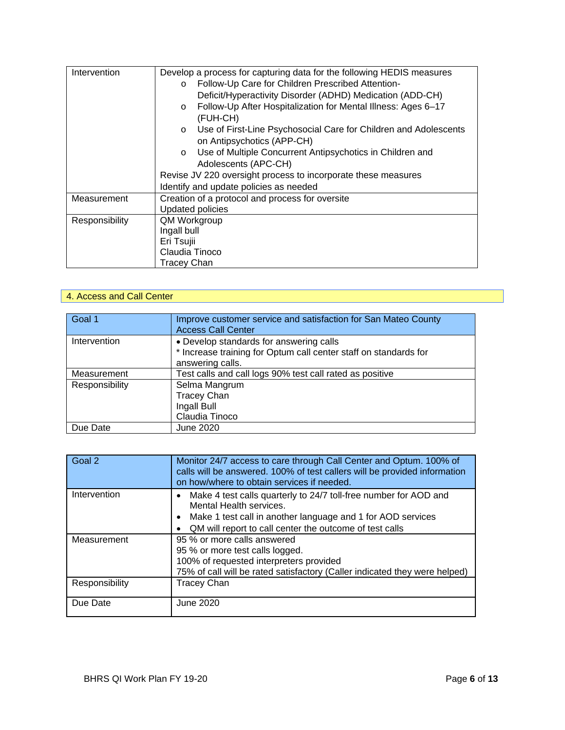| | |
|---|---|
| Intervention | Develop a process for capturing data for the following HEDIS measures<br>o Follow-Up Care for Children Prescribed Attention-Deficit/Hyperactivity Disorder (ADHD) Medication (ADD-CH)<br>o Follow-Up After Hospitalization for Mental Illness: Ages 6–17 (FUH-CH)<br>o Use of First-Line Psychosocial Care for Children and Adolescents on Antipsychotics (APP-CH)<br>o Use of Multiple Concurrent Antipsychotics in Children and Adolescents (APC-CH)<br>Revise JV 220 oversight process to incorporate these measures<br>Identify and update policies as needed |
| Measurement | Creation of a protocol and process for oversite<br>Updated policies |
| Responsibility | QM Workgroup<br>Ingall bull<br>Eri Tsujii<br>Claudia Tinoco<br>Tracey Chan |

## 4. Access and Call Center

| Goal 1 | Improve customer service and satisfaction for San Mateo County Access Call Center |
|---|---|
| Intervention | • Develop standards for answering calls<br>* Increase training for Optum call center staff on standards for answering calls. |
| Measurement | Test calls and call logs 90% test call rated as positive |
| Responsibility | Selma Mangrum<br>Tracey Chan<br>Ingall Bull<br>Claudia Tinoco |
| Due Date | June 2020 |

| Goal 2 | Monitor 24/7 access to care through Call Center and Optum. 100% of calls will be answered. 100% of test callers will be provided information on how/where to obtain services if needed. |
|---|---|
| Intervention | • Make 4 test calls quarterly to 24/7 toll-free number for AOD and Mental Health services.<br>• Make 1 test call in another language and 1 for AOD services<br>• QM will report to call center the outcome of test calls |
| Measurement | 95 % or more calls answered<br>95 % or more test calls logged.<br>100% of requested interpreters provided<br>75% of call will be rated satisfactory (Caller indicated they were helped) |
| Responsibility | Tracey Chan |
| Due Date | June 2020 |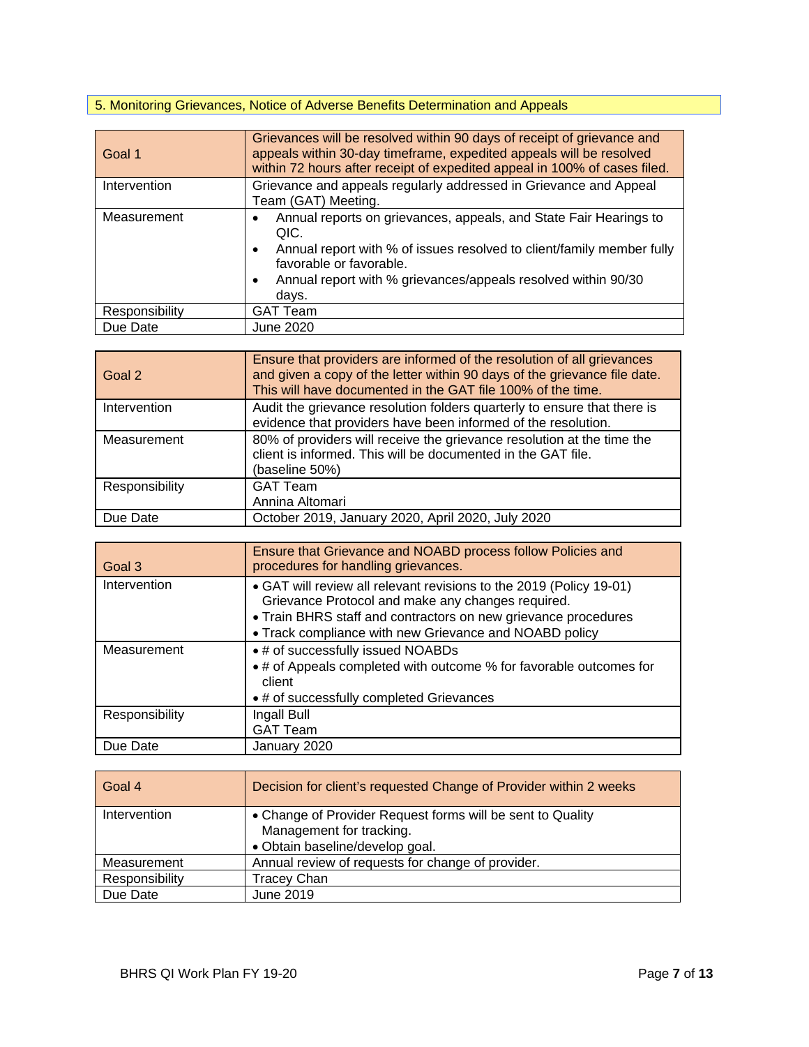## 5. Monitoring Grievances, Notice of Adverse Benefits Determination and Appeals

| Goal 1 | Grievances will be resolved within 90 days of receipt of grievance and appeals within 30-day timeframe, expedited appeals will be resolved within 72 hours after receipt of expedited appeal in 100% of cases filed. |
|---|---|
| Intervention | Grievance and appeals regularly addressed in Grievance and Appeal Team (GAT) Meeting. |
| Measurement | • Annual reports on grievances, appeals, and State Fair Hearings to QIC.<br>• Annual report with % of issues resolved to client/family member fully favorable or favorable.<br>• Annual report with % grievances/appeals resolved within 90/30 days. |
| Responsibility | GAT Team |
| Due Date | June 2020 |

| Goal 2 | Ensure that providers are informed of the resolution of all grievances and given a copy of the letter within 90 days of the grievance file date. This will have documented in the GAT file 100% of the time. |
|---|---|
| Intervention | Audit the grievance resolution folders quarterly to ensure that there is evidence that providers have been informed of the resolution. |
| Measurement | 80% of providers will receive the grievance resolution at the time the client is informed. This will be documented in the GAT file.<br>(baseline 50%) |
| Responsibility | GAT Team<br>Annina Altomari |
| Due Date | October 2019, January 2020, April 2020, July 2020 |

| Goal 3 | Ensure that Grievance and NOABD process follow Policies and procedures for handling grievances. |
|---|---|
| Intervention | • GAT will review all relevant revisions to the 2019 (Policy 19-01) Grievance Protocol and make any changes required.<br>• Train BHRS staff and contractors on new grievance procedures<br>• Track compliance with new Grievance and NOABD policy |
| Measurement | • # of successfully issued NOABDs<br>• # of Appeals completed with outcome % for favorable outcomes for client<br>• # of successfully completed Grievances |
| Responsibility | Ingall Bull<br>GAT Team |
| Due Date | January 2020 |

| Goal 4 | Decision for client's requested Change of Provider within 2 weeks |
|---|---|
| Intervention | • Change of Provider Request forms will be sent to Quality Management for tracking.<br>• Obtain baseline/develop goal. |
| Measurement | Annual review of requests for change of provider. |
| Responsibility | Tracey Chan |
| Due Date | June 2019 |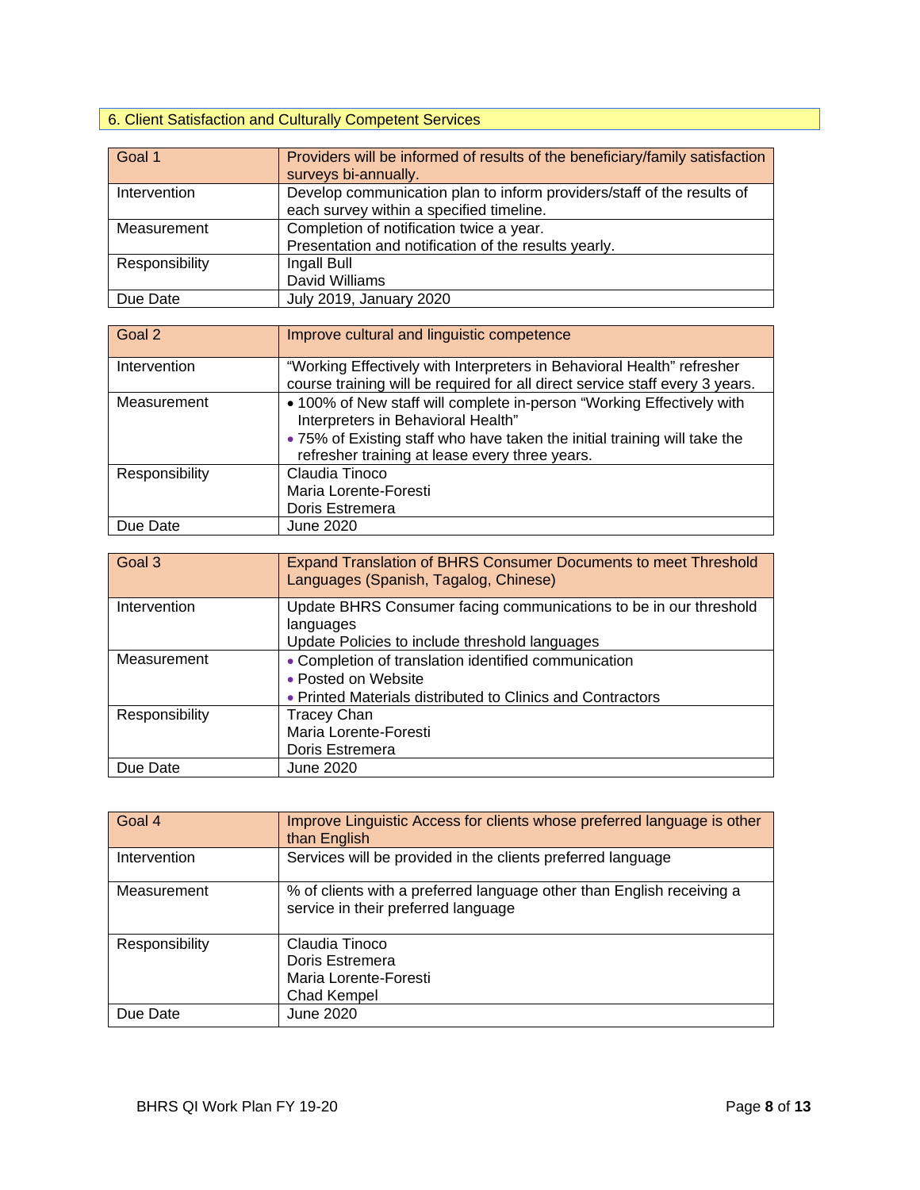## 6. Client Satisfaction and Culturally Competent Services

| Goal 1 | Providers will be informed of results of the beneficiary/family satisfaction surveys bi-annually. |
| --- | --- |
| Intervention | Develop communication plan to inform providers/staff of the results of each survey within a specified timeline. |
| Measurement | Completion of notification twice a year.<br>Presentation and notification of the results yearly. |
| Responsibility | Ingall Bull<br>David Williams |
| Due Date | July 2019, January 2020 |

| Goal 2 | Improve cultural and linguistic competence |
| --- | --- |
| Intervention | "Working Effectively with Interpreters in Behavioral Health" refresher course training will be required for all direct service staff every 3 years. |
| Measurement | • 100% of New staff will complete in-person "Working Effectively with Interpreters in Behavioral Health"<br>• 75% of Existing staff who have taken the initial training will take the refresher training at lease every three years. |
| Responsibility | Claudia Tinoco<br>Maria Lorente-Foresti<br>Doris Estremera |
| Due Date | June 2020 |

| Goal 3 | Expand Translation of BHRS Consumer Documents to meet Threshold Languages (Spanish, Tagalog, Chinese) |
| --- | --- |
| Intervention | Update BHRS Consumer facing communications to be in our threshold languages<br>Update Policies to include threshold languages |
| Measurement | • Completion of translation identified communication<br>• Posted on Website<br>• Printed Materials distributed to Clinics and Contractors |
| Responsibility | Tracey Chan<br>Maria Lorente-Foresti<br>Doris Estremera |
| Due Date | June 2020 |

| Goal 4 | Improve Linguistic Access for clients whose preferred language is other than English |
| --- | --- |
| Intervention | Services will be provided in the clients preferred language |
| Measurement | % of clients with a preferred language other than English receiving a service in their preferred language |
| Responsibility | Claudia Tinoco<br>Doris Estremera<br>Maria Lorente-Foresti<br>Chad Kempel |
| Due Date | June 2020 |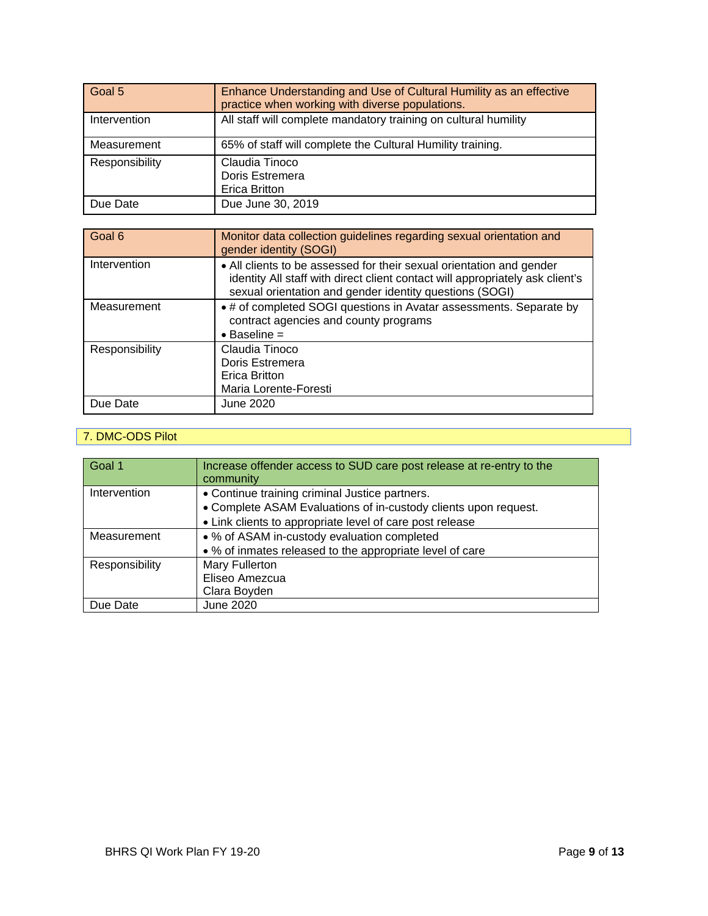| Goal 5 | Enhance Understanding and Use of Cultural Humility as an effective practice when working with diverse populations. |
| --- | --- |
| Intervention | All staff will complete mandatory training on cultural humility |
| Measurement | 65% of staff will complete the Cultural Humility training. |
| Responsibility | Claudia Tinoco<br>Doris Estremera<br>Erica Britton |
| Due Date | Due June 30, 2019 |

| Goal 6 | Monitor data collection guidelines regarding sexual orientation and gender identity (SOGI) |
| --- | --- |
| Intervention | • All clients to be assessed for their sexual orientation and gender identity All staff with direct client contact will appropriately ask client's sexual orientation and gender identity questions (SOGI) |
| Measurement | • # of completed SOGI questions in Avatar assessments. Separate by contract agencies and county programs<br>• Baseline = |
| Responsibility | Claudia Tinoco<br>Doris Estremera<br>Erica Britton<br>Maria Lorente-Foresti |
| Due Date | June 2020 |

## 7. DMC-ODS Pilot

| Goal 1 | Increase offender access to SUD care post release at re-entry to the community |
| --- | --- |
| Intervention | • Continue training criminal Justice partners.<br>• Complete ASAM Evaluations of in-custody clients upon request.<br>• Link clients to appropriate level of care post release |
| Measurement | • % of ASAM in-custody evaluation completed<br>• % of inmates released to the appropriate level of care |
| Responsibility | Mary Fullerton<br>Eliseo Amezcua<br>Clara Boyden |
| Due Date | June 2020 |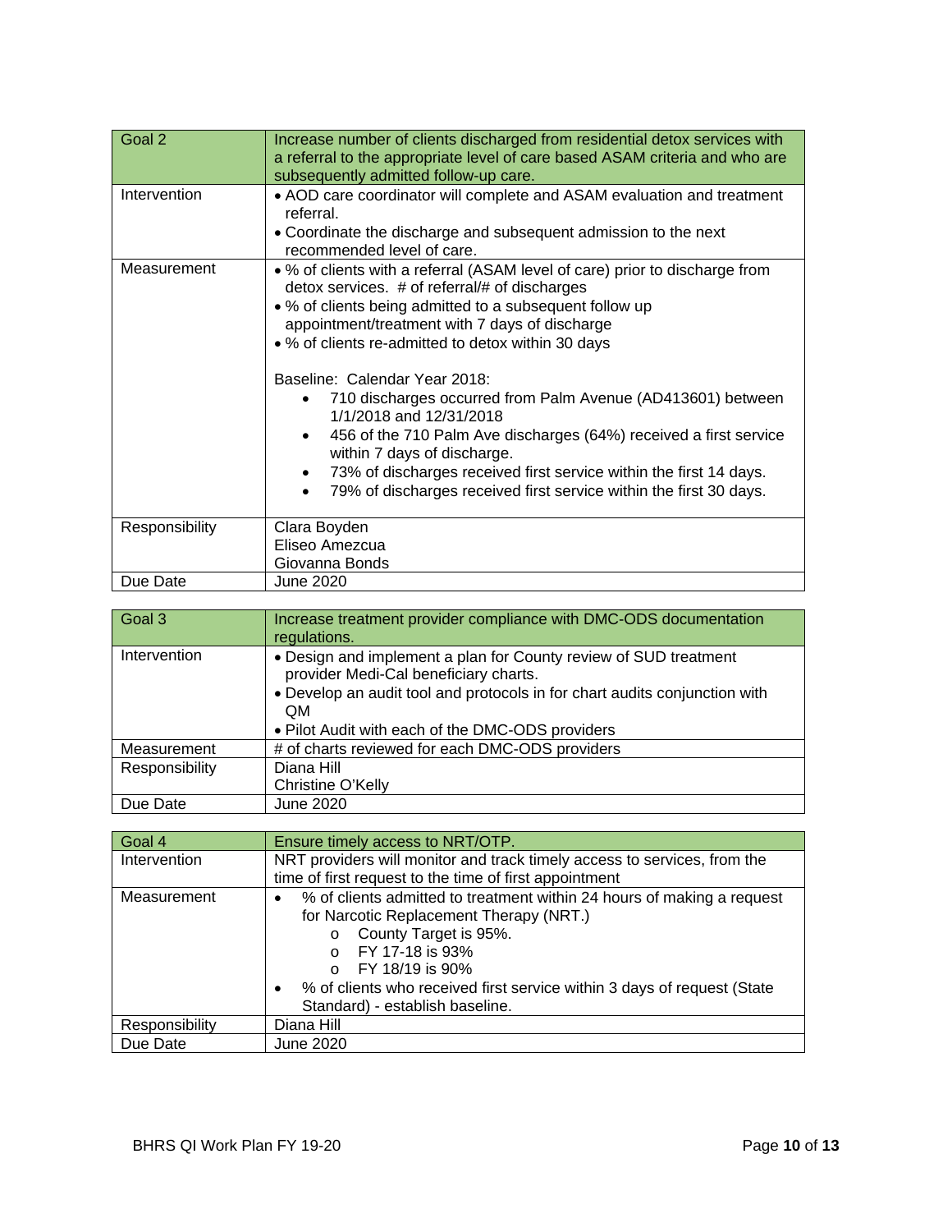| Goal 2 | Increase number of clients discharged from residential detox services with a referral to the appropriate level of care based ASAM criteria and who are subsequently admitted follow-up care. |
|---|---|
| Intervention | • AOD care coordinator will complete and ASAM evaluation and treatment referral.<br>• Coordinate the discharge and subsequent admission to the next recommended level of care. |
| Measurement | • % of clients with a referral (ASAM level of care) prior to discharge from detox services. # of referral/# of discharges<br>• % of clients being admitted to a subsequent follow up appointment/treatment with 7 days of discharge<br>• % of clients re-admitted to detox within 30 days<br><br>Baseline: Calendar Year 2018:<br>• 710 discharges occurred from Palm Avenue (AD413601) between 1/1/2018 and 12/31/2018<br>• 456 of the 710 Palm Ave discharges (64%) received a first service within 7 days of discharge.<br>• 73% of discharges received first service within the first 14 days.<br>• 79% of discharges received first service within the first 30 days. |
| Responsibility | Clara Boyden<br>Eliseo Amezcua<br>Giovanna Bonds |
| Due Date | June 2020 |

| Goal 3 | Increase treatment provider compliance with DMC-ODS documentation regulations. |
|---|---|
| Intervention | • Design and implement a plan for County review of SUD treatment provider Medi-Cal beneficiary charts.<br>• Develop an audit tool and protocols in for chart audits conjunction with QM<br>• Pilot Audit with each of the DMC-ODS providers |
| Measurement | # of charts reviewed for each DMC-ODS providers |
| Responsibility | Diana Hill<br>Christine O'Kelly |
| Due Date | June 2020 |

| Goal 4 | Ensure timely access to NRT/OTP. |
|---|---|
| Intervention | NRT providers will monitor and track timely access to services, from the time of first request to the time of first appointment |
| Measurement | • % of clients admitted to treatment within 24 hours of making a request for Narcotic Replacement Therapy (NRT.)<br>&nbsp;&nbsp;&nbsp;&nbsp;o County Target is 95%.<br>&nbsp;&nbsp;&nbsp;&nbsp;o FY 17-18 is 93%<br>&nbsp;&nbsp;&nbsp;&nbsp;o FY 18/19 is 90%<br>• % of clients who received first service within 3 days of request (State Standard) - establish baseline. |
| Responsibility | Diana Hill |
| Due Date | June 2020 |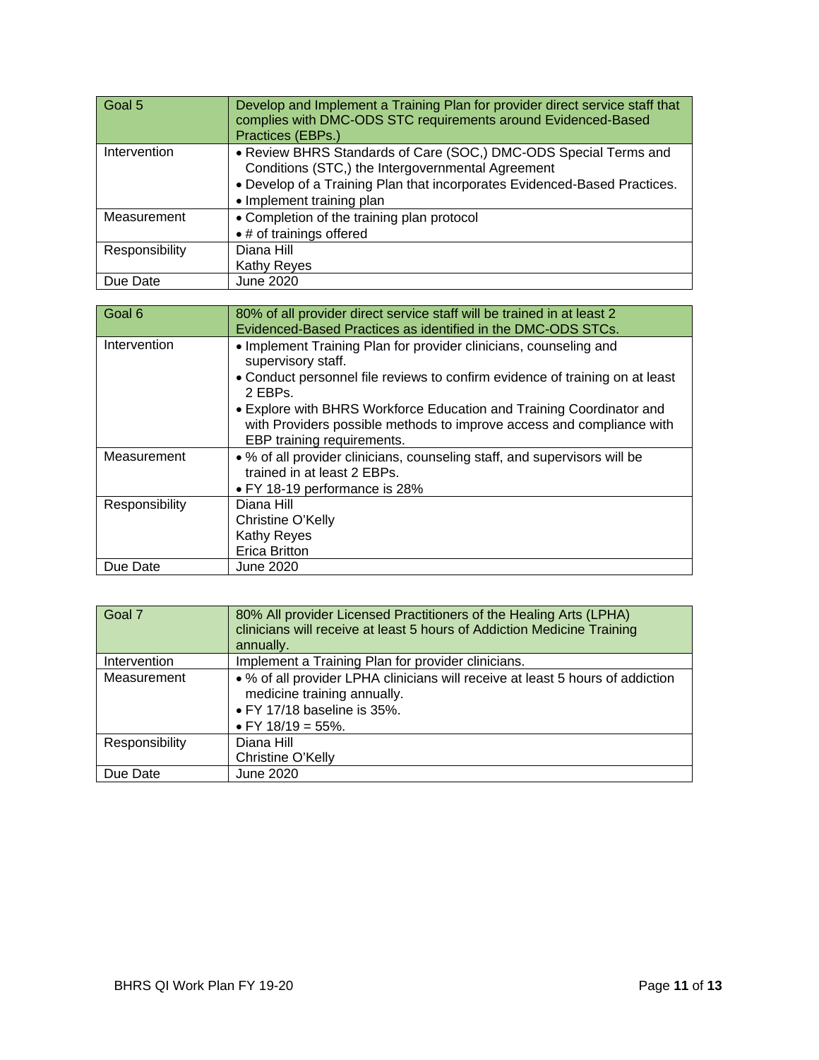| Goal 5 | Develop and Implement a Training Plan for provider direct service staff that complies with DMC-ODS STC requirements around Evidenced-Based Practices (EBPs.) |
|---|---|
| Intervention | • Review BHRS Standards of Care (SOC,) DMC-ODS Special Terms and Conditions (STC,) the Intergovernmental Agreement<br>• Develop of a Training Plan that incorporates Evidenced-Based Practices.<br>• Implement training plan |
| Measurement | • Completion of the training plan protocol<br>• # of trainings offered |
| Responsibility | Diana Hill<br>Kathy Reyes |
| Due Date | June 2020 |

| Goal 6 | 80% of all provider direct service staff will be trained in at least 2 Evidenced-Based Practices as identified in the DMC-ODS STCs. |
|---|---|
| Intervention | • Implement Training Plan for provider clinicians, counseling and supervisory staff.<br>• Conduct personnel file reviews to confirm evidence of training on at least 2 EBPs.<br>• Explore with BHRS Workforce Education and Training Coordinator and with Providers possible methods to improve access and compliance with EBP training requirements. |
| Measurement | • % of all provider clinicians, counseling staff, and supervisors will be trained in at least 2 EBPs.<br>• FY 18-19 performance is 28% |
| Responsibility | Diana Hill<br>Christine O'Kelly<br>Kathy Reyes<br>Erica Britton |
| Due Date | June 2020 |

| Goal 7 | 80% All provider Licensed Practitioners of the Healing Arts (LPHA) clinicians will receive at least 5 hours of Addiction Medicine Training annually. |
|---|---|
| Intervention | Implement a Training Plan for provider clinicians. |
| Measurement | • % of all provider LPHA clinicians will receive at least 5 hours of addiction medicine training annually.<br>• FY 17/18 baseline is 35%.<br>• FY 18/19 = 55%. |
| Responsibility | Diana Hill<br>Christine O'Kelly |
| Due Date | June 2020 |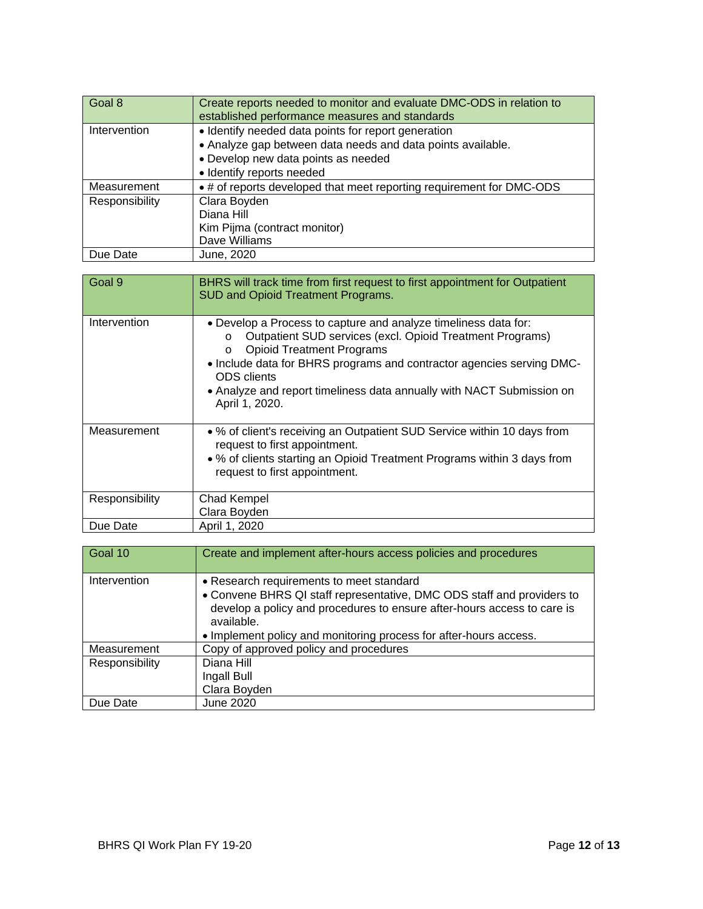| Goal 8 | Create reports needed to monitor and evaluate DMC-ODS in relation to established performance measures and standards |
|---|---|
| Intervention | • Identify needed data points for report generation<br>• Analyze gap between data needs and data points available.<br>• Develop new data points as needed<br>• Identify reports needed |
| Measurement | • # of reports developed that meet reporting requirement for DMC-ODS |
| Responsibility | Clara Boyden<br>Diana Hill<br>Kim Pijma (contract monitor)<br>Dave Williams |
| Due Date | June, 2020 |

| Goal 9 | BHRS will track time from first request to first appointment for Outpatient SUD and Opioid Treatment Programs. |
|---|---|
| Intervention | • Develop a Process to capture and analyze timeliness data for:<br>o Outpatient SUD services (excl. Opioid Treatment Programs)<br>o Opioid Treatment Programs<br>• Include data for BHRS programs and contractor agencies serving DMC-ODS clients<br>• Analyze and report timeliness data annually with NACT Submission on April 1, 2020. |
| Measurement | • % of client's receiving an Outpatient SUD Service within 10 days from request to first appointment.<br>• % of clients starting an Opioid Treatment Programs within 3 days from request to first appointment. |
| Responsibility | Chad Kempel<br>Clara Boyden |
| Due Date | April 1, 2020 |

| Goal 10 | Create and implement after-hours access policies and procedures |
|---|---|
| Intervention | • Research requirements to meet standard<br>• Convene BHRS QI staff representative, DMC ODS staff and providers to develop a policy and procedures to ensure after-hours access to care is available.<br>• Implement policy and monitoring process for after-hours access. |
| Measurement | Copy of approved policy and procedures |
| Responsibility | Diana Hill<br>Ingall Bull<br>Clara Boyden |
| Due Date | June 2020 |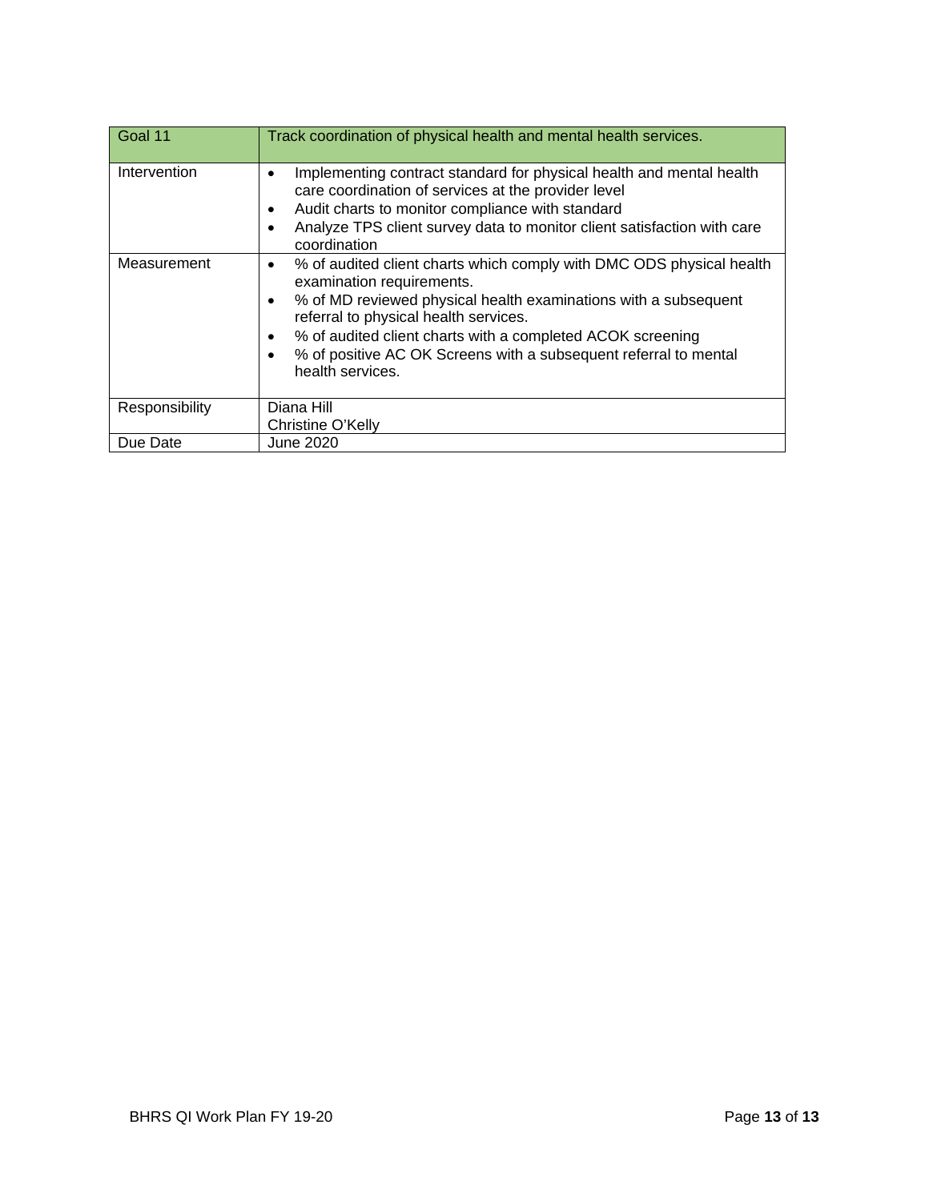| Goal 11 | Track coordination of physical health and mental health services. |
|---|---|
| Intervention | • Implementing contract standard for physical health and mental health care coordination of services at the provider level<br>• Audit charts to monitor compliance with standard<br>• Analyze TPS client survey data to monitor client satisfaction with care coordination |
| Measurement | • % of audited client charts which comply with DMC ODS physical health examination requirements.<br>• % of MD reviewed physical health examinations with a subsequent referral to physical health services.<br>• % of audited client charts with a completed ACOK screening<br>• % of positive AC OK Screens with a subsequent referral to mental health services. |
| Responsibility | Diana Hill<br>Christine O'Kelly |
| Due Date | June 2020 |